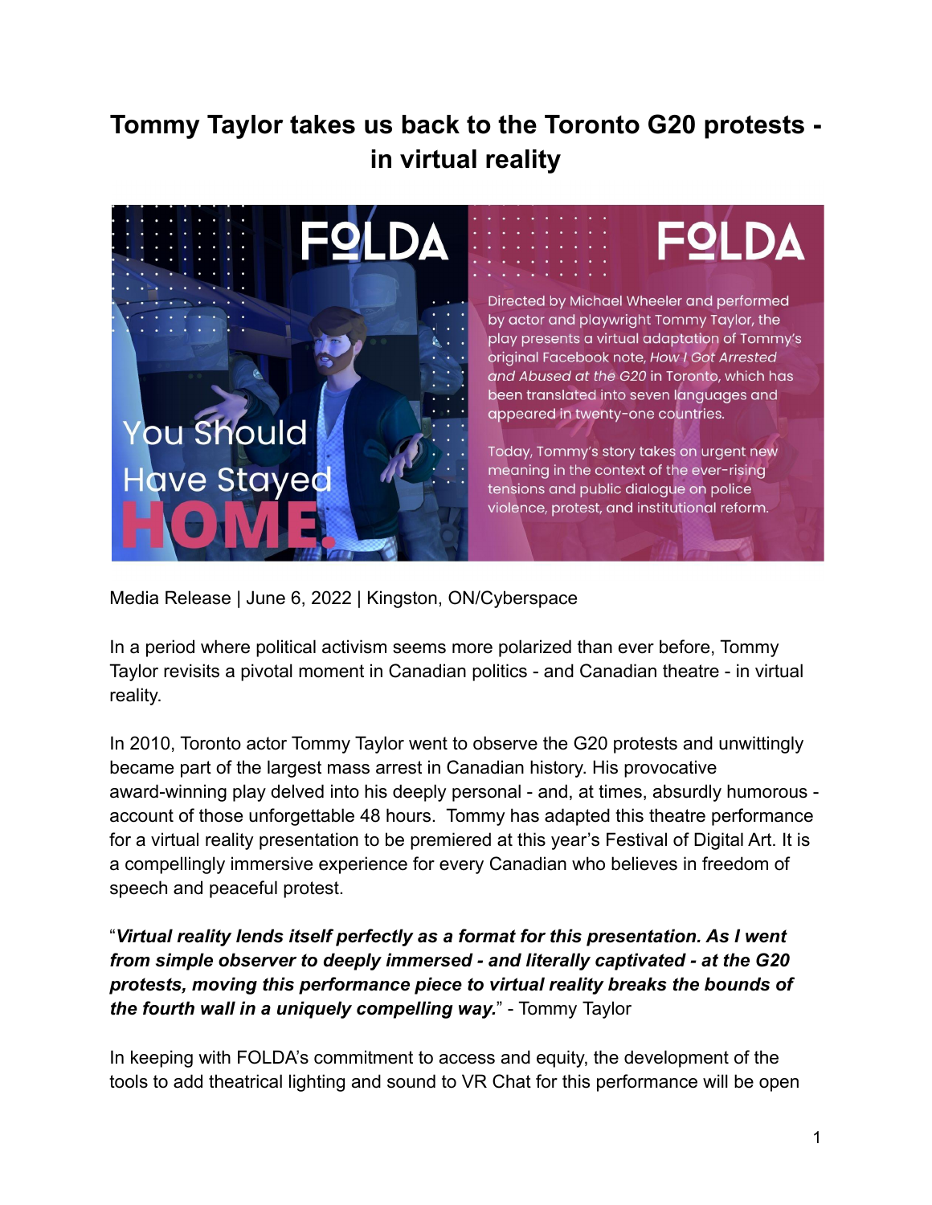# Tommy Taylor takes us back to the Toronto G20 protests - in virtual reality

Media Release | June 6, 2022 | Kingston, ON/Cyberspace

In a period where political activism seems more polarized than ever before, Tommy Taylor revisits a pivotal moment in Canadian politics - and Canadian theatre - in virtual reality.

In 2010, Toronto actor Tommy Taylor went to observe the G20 protests and unwittingly became part of the largest mass arrest in Canadian history. His provocative award-winning play delved into his deeply personal - and, at times, absurdly humorous - account of those unforgettable 48 hours. Tommy has adapted this theatre performance for a virtual reality presentation to be premiered at this year's Festival of Digital Art. It is a compellingly immersive experience for every Canadian who believes in freedom of speech and peaceful protest.

"***Virtual reality lends itself perfectly as a format for this presentation. As I went from simple observer to deeply immersed - and literally captivated - at the G20 protests, moving this performance piece to virtual reality breaks the bounds of the fourth wall in a uniquely compelling way.***" - Tommy Taylor

In keeping with FOLDA's commitment to access and equity, the development of the tools to add theatrical lighting and sound to VR Chat for this performance will be open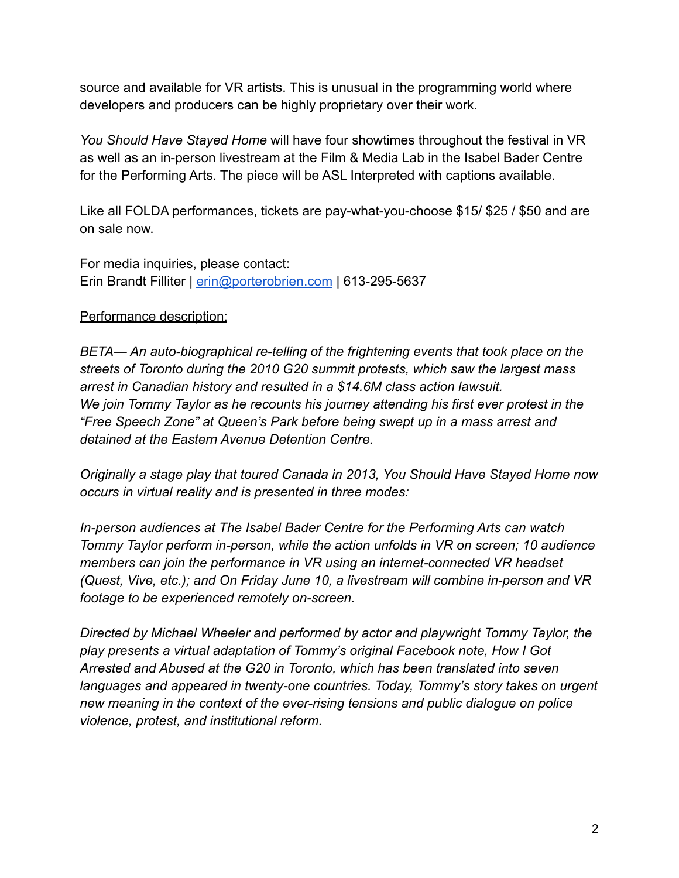source and available for VR artists. This is unusual in the programming world where developers and producers can be highly proprietary over their work.

*You Should Have Stayed Home* will have four showtimes throughout the festival in VR as well as an in-person livestream at the Film & Media Lab in the Isabel Bader Centre for the Performing Arts. The piece will be ASL Interpreted with captions available.

Like all FOLDA performances, tickets are pay-what-you-choose $15/ $25 / $50 and are on sale now.

For media inquiries, please contact:
Erin Brandt Filliter | erin@porterobrien.com | 613-295-5637

<u>Performance description:</u>

*BETA— An auto-biographical re-telling of the frightening events that took place on the streets of Toronto during the 2010 G20 summit protests, which saw the largest mass arrest in Canadian history and resulted in a $14.6M class action lawsuit.*
*We join Tommy Taylor as he recounts his journey attending his first ever protest in the "Free Speech Zone" at Queen's Park before being swept up in a mass arrest and detained at the Eastern Avenue Detention Centre.*

*Originally a stage play that toured Canada in 2013, You Should Have Stayed Home now occurs in virtual reality and is presented in three modes:*

*In-person audiences at The Isabel Bader Centre for the Performing Arts can watch Tommy Taylor perform in-person, while the action unfolds in VR on screen; 10 audience members can join the performance in VR using an internet-connected VR headset (Quest, Vive, etc.); and On Friday June 10, a livestream will combine in-person and VR footage to be experienced remotely on-screen.*

*Directed by Michael Wheeler and performed by actor and playwright Tommy Taylor, the play presents a virtual adaptation of Tommy's original Facebook note, How I Got Arrested and Abused at the G20 in Toronto, which has been translated into seven languages and appeared in twenty-one countries. Today, Tommy's story takes on urgent new meaning in the context of the ever-rising tensions and public dialogue on police violence, protest, and institutional reform.*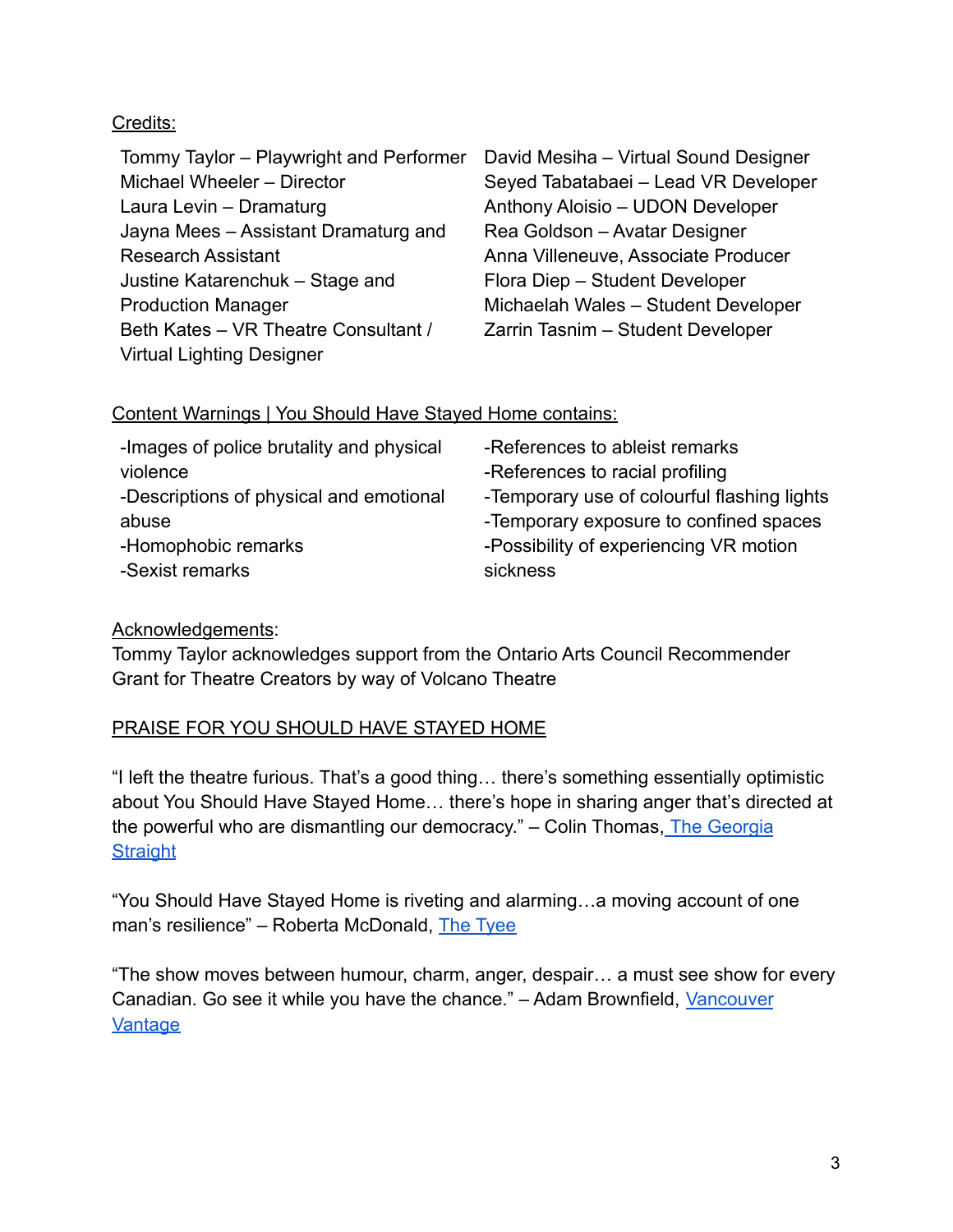Credits:

Tommy Taylor – Playwright and Performer
Michael Wheeler – Director
Laura Levin – Dramaturg
Jayna Mees – Assistant Dramaturg and Research Assistant
Justine Katarenchuk – Stage and Production Manager
Beth Kates – VR Theatre Consultant / Virtual Lighting Designer
David Mesiha – Virtual Sound Designer
Seyed Tabatabaei – Lead VR Developer
Anthony Aloisio – UDON Developer
Rea Goldson – Avatar Designer
Anna Villeneuve, Associate Producer
Flora Diep – Student Developer
Michaelah Wales – Student Developer
Zarrin Tasnim – Student Developer

Content Warnings | You Should Have Stayed Home contains:

-Images of police brutality and physical violence
-Descriptions of physical and emotional abuse
-Homophobic remarks
-Sexist remarks
-References to ableist remarks
-References to racial profiling
-Temporary use of colourful flashing lights
-Temporary exposure to confined spaces
-Possibility of experiencing VR motion sickness

Acknowledgements:
Tommy Taylor acknowledges support from the Ontario Arts Council Recommender Grant for Theatre Creators by way of Volcano Theatre

PRAISE FOR YOU SHOULD HAVE STAYED HOME

"I left the theatre furious. That's a good thing… there's something essentially optimistic about You Should Have Stayed Home… there's hope in sharing anger that's directed at the powerful who are dismantling our democracy." – Colin Thomas, The Georgia Straight

"You Should Have Stayed Home is riveting and alarming…a moving account of one man's resilience" – Roberta McDonald, The Tyee

"The show moves between humour, charm, anger, despair… a must see show for every Canadian. Go see it while you have the chance." – Adam Brownfield, Vancouver Vantage